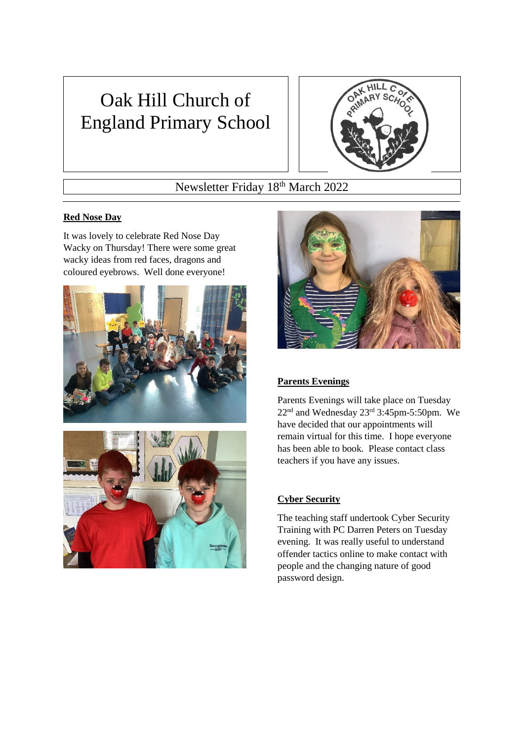# Oak Hill Church of England Primary School

Newsletter Friday 18th March 2022

## Red Nose Day

It was lovely to celebrate Red Nose Day Wacky on Thursday! There were some great wacky ideas from red faces, dragons and coloured eyebrows. Well done everyone!

## Parents Evenings

Parents Evenings will take place on Tuesday 22nd and Wednesday 23rd 3:45pm-5:50pm. We have decided that our appointments will remain virtual for this time. I hope everyone has been able to book. Please contact class teachers if you have any issues.

## Cyber Security

The teaching staff undertook Cyber Security Training with PC Darren Peters on Tuesday evening. It was really useful to understand offender tactics online to make contact with people and the changing nature of good password design.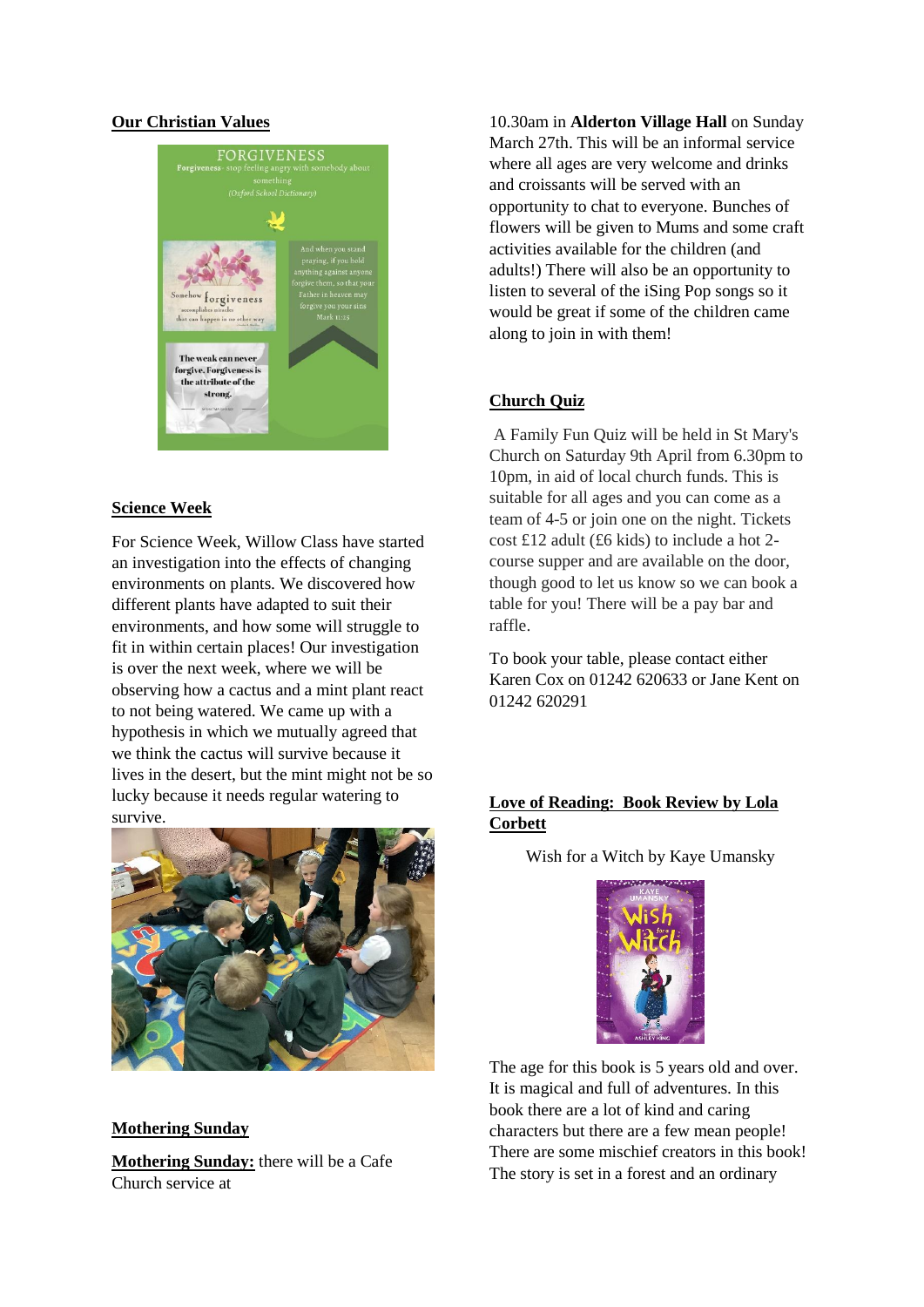## Our Christian Values

## Science Week

For Science Week, Willow Class have started an investigation into the effects of changing environments on plants. We discovered how different plants have adapted to suit their environments, and how some will struggle to fit in within certain places! Our investigation is over the next week, where we will be observing how a cactus and a mint plant react to not being watered. We came up with a hypothesis in which we mutually agreed that we think the cactus will survive because it lives in the desert, but the mint might not be so lucky because it needs regular watering to survive.

## Mothering Sunday

**Mothering Sunday:** there will be a Cafe Church service at 10.30am in **Alderton Village Hall** on Sunday March 27th. This will be an informal service where all ages are very welcome and drinks and croissants will be served with an opportunity to chat to everyone. Bunches of flowers will be given to Mums and some craft activities available for the children (and adults!) There will also be an opportunity to listen to several of the iSing Pop songs so it would be great if some of the children came along to join in with them!

## Church Quiz

A Family Fun Quiz will be held in St Mary's Church on Saturday 9th April from 6.30pm to 10pm, in aid of local church funds. This is suitable for all ages and you can come as a team of 4-5 or join one on the night. Tickets cost £12 adult (£6 kids) to include a hot 2-course supper and are available on the door, though good to let us know so we can book a table for you! There will be a pay bar and raffle.

To book your table, please contact either Karen Cox on 01242 620633 or Jane Kent on 01242 620291

## Love of Reading: Book Review by Lola Corbett

Wish for a Witch by Kaye Umansky

The age for this book is 5 years old and over. It is magical and full of adventures. In this book there are a lot of kind and caring characters but there are a few mean people! There are some mischief creators in this book! The story is set in a forest and an ordinary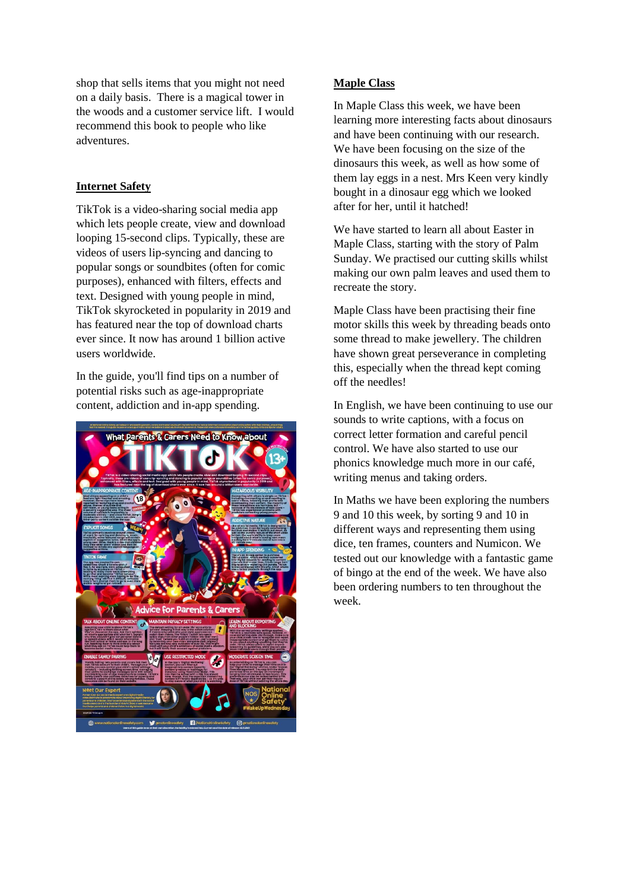shop that sells items that you might not need on a daily basis. There is a magical tower in the woods and a customer service lift. I would recommend this book to people who like adventures.

## Internet Safety

TikTok is a video-sharing social media app which lets people create, view and download looping 15-second clips. Typically, these are videos of users lip-syncing and dancing to popular songs or soundbites (often for comic purposes), enhanced with filters, effects and text. Designed with young people in mind, TikTok skyrocketed in popularity in 2019 and has featured near the top of download charts ever since. It now has around 1 billion active users worldwide.

In the guide, you'll find tips on a number of potential risks such as age-inappropriate content, addiction and in-app spending.

## Maple Class

In Maple Class this week, we have been learning more interesting facts about dinosaurs and have been continuing with our research. We have been focusing on the size of the dinosaurs this week, as well as how some of them lay eggs in a nest. Mrs Keen very kindly bought in a dinosaur egg which we looked after for her, until it hatched!

We have started to learn all about Easter in Maple Class, starting with the story of Palm Sunday. We practised our cutting skills whilst making our own palm leaves and used them to recreate the story.

Maple Class have been practising their fine motor skills this week by threading beads onto some thread to make jewellery. The children have shown great perseverance in completing this, especially when the thread kept coming off the needles!

In English, we have been continuing to use our sounds to write captions, with a focus on correct letter formation and careful pencil control. We have also started to use our phonics knowledge much more in our café, writing menus and taking orders.

In Maths we have been exploring the numbers 9 and 10 this week, by sorting 9 and 10 in different ways and representing them using dice, ten frames, counters and Numicon. We tested out our knowledge with a fantastic game of bingo at the end of the week. We have also been ordering numbers to ten throughout the week.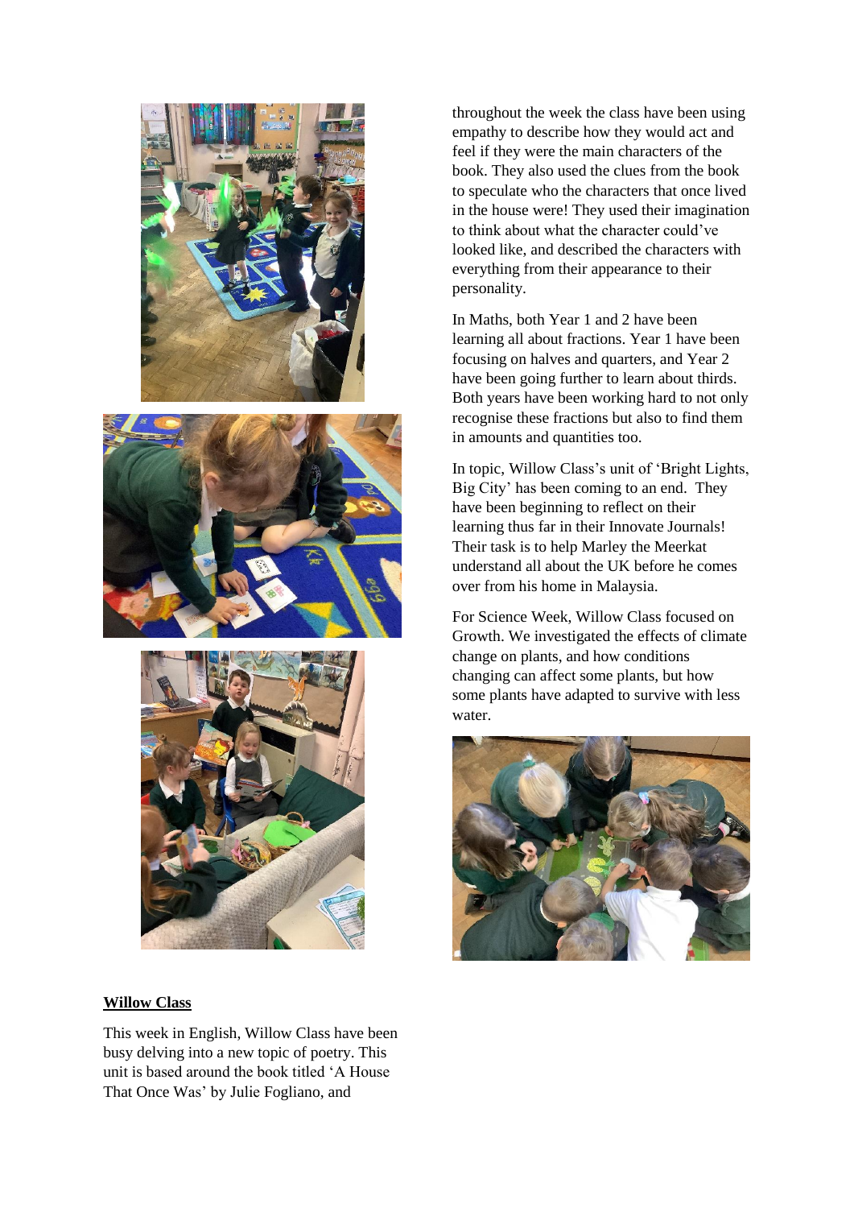throughout the week the class have been using empathy to describe how they would act and feel if they were the main characters of the book. They also used the clues from the book to speculate who the characters that once lived in the house were! They used their imagination to think about what the character could've looked like, and described the characters with everything from their appearance to their personality.

In Maths, both Year 1 and 2 have been learning all about fractions. Year 1 have been focusing on halves and quarters, and Year 2 have been going further to learn about thirds. Both years have been working hard to not only recognise these fractions but also to find them in amounts and quantities too.

In topic, Willow Class's unit of 'Bright Lights, Big City' has been coming to an end. They have been beginning to reflect on their learning thus far in their Innovate Journals! Their task is to help Marley the Meerkat understand all about the UK before he comes over from his home in Malaysia.

For Science Week, Willow Class focused on Growth. We investigated the effects of climate change on plants, and how conditions changing can affect some plants, but how some plants have adapted to survive with less water.

## Willow Class

This week in English, Willow Class have been busy delving into a new topic of poetry. This unit is based around the book titled 'A House That Once Was' by Julie Fogliano, and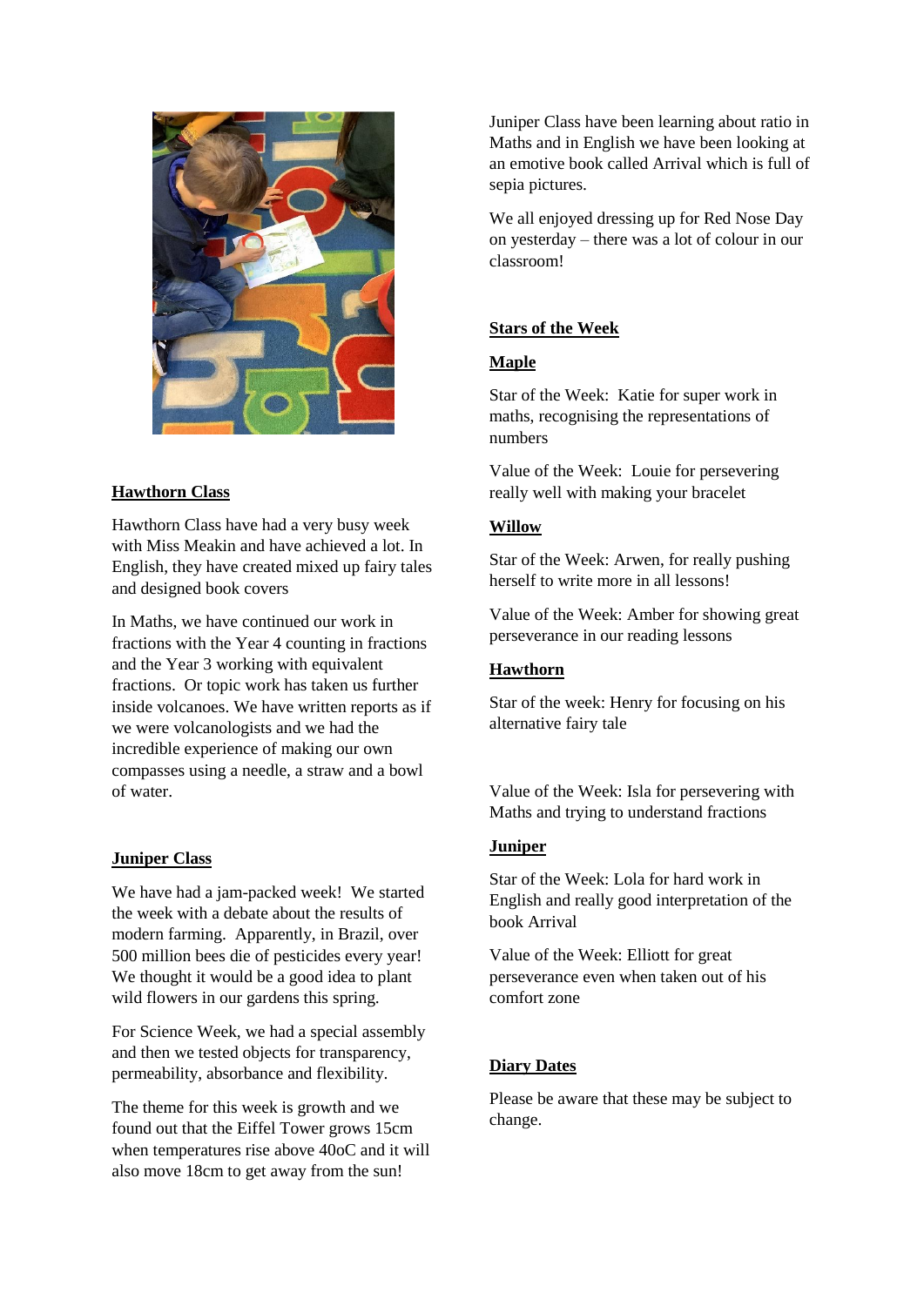## Hawthorn Class

Hawthorn Class have had a very busy week with Miss Meakin and have achieved a lot. In English, they have created mixed up fairy tales and designed book covers

In Maths, we have continued our work in fractions with the Year 4 counting in fractions and the Year 3 working with equivalent fractions. Or topic work has taken us further inside volcanoes. We have written reports as if we were volcanologists and we had the incredible experience of making our own compasses using a needle, a straw and a bowl of water.

## Juniper Class

We have had a jam-packed week! We started the week with a debate about the results of modern farming. Apparently, in Brazil, over 500 million bees die of pesticides every year! We thought it would be a good idea to plant wild flowers in our gardens this spring.

For Science Week, we had a special assembly and then we tested objects for transparency, permeability, absorbance and flexibility.

The theme for this week is growth and we found out that the Eiffel Tower grows 15cm when temperatures rise above 40oC and it will also move 18cm to get away from the sun!

Juniper Class have been learning about ratio in Maths and in English we have been looking at an emotive book called Arrival which is full of sepia pictures.

We all enjoyed dressing up for Red Nose Day on yesterday – there was a lot of colour in our classroom!

## Stars of the Week

### Maple

Star of the Week: Katie for super work in maths, recognising the representations of numbers

Value of the Week: Louie for persevering really well with making your bracelet

### Willow

Star of the Week: Arwen, for really pushing herself to write more in all lessons!

Value of the Week: Amber for showing great perseverance in our reading lessons

### Hawthorn

Star of the week: Henry for focusing on his alternative fairy tale

Value of the Week: Isla for persevering with Maths and trying to understand fractions

### Juniper

Star of the Week: Lola for hard work in English and really good interpretation of the book Arrival

Value of the Week: Elliott for great perseverance even when taken out of his comfort zone

## Diary Dates

Please be aware that these may be subject to change.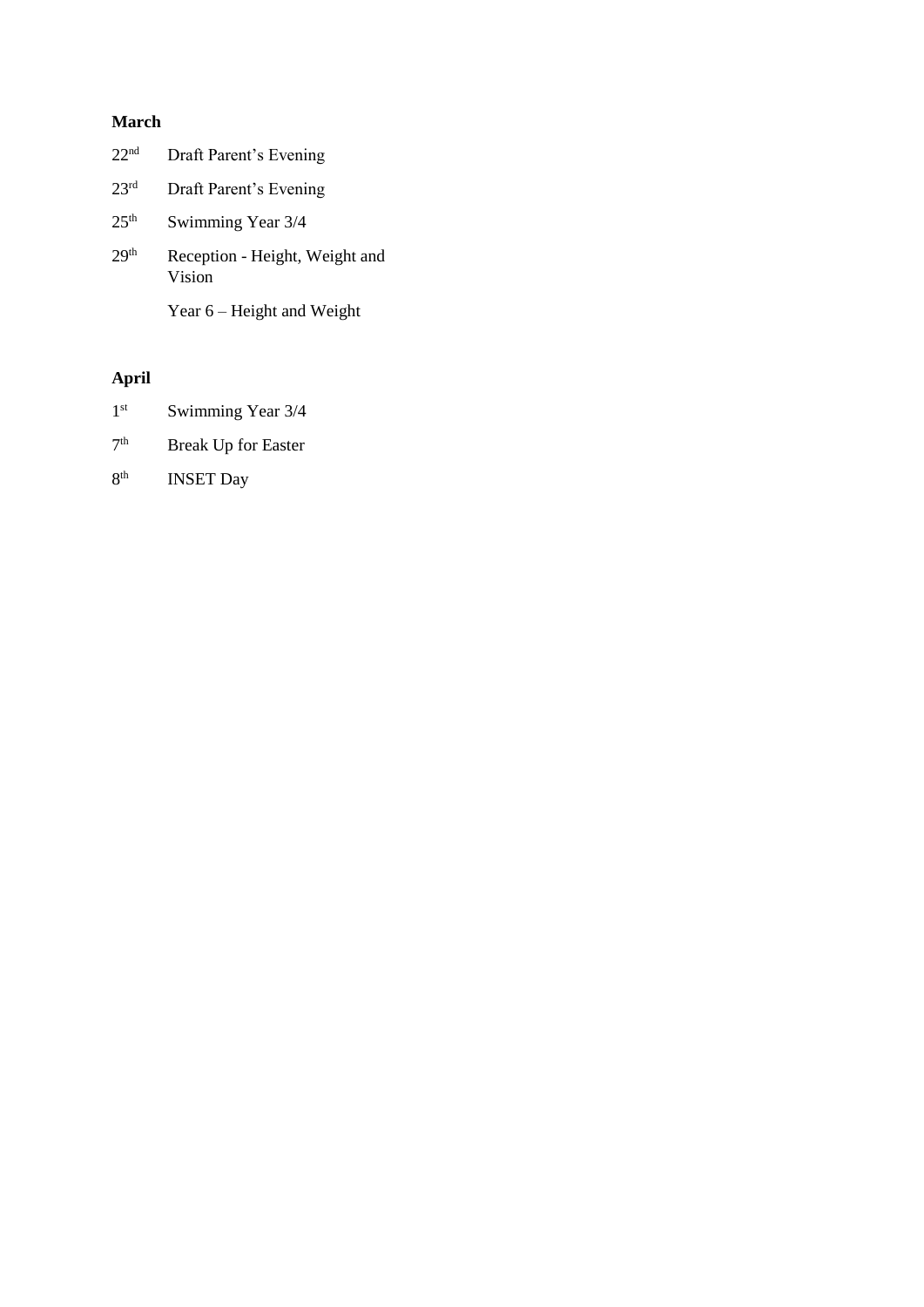**March**

| | |
|---|---|
| 22nd | Draft Parent's Evening |
| 23rd | Draft Parent's Evening |
| 25th | Swimming Year 3/4 |
| 29th | Reception - Height, Weight and Vision |
| | Year 6 – Height and Weight |

**April**

| | |
|---|---|
| 1st | Swimming Year 3/4 |
| 7th | Break Up for Easter |
| 8th | INSET Day |